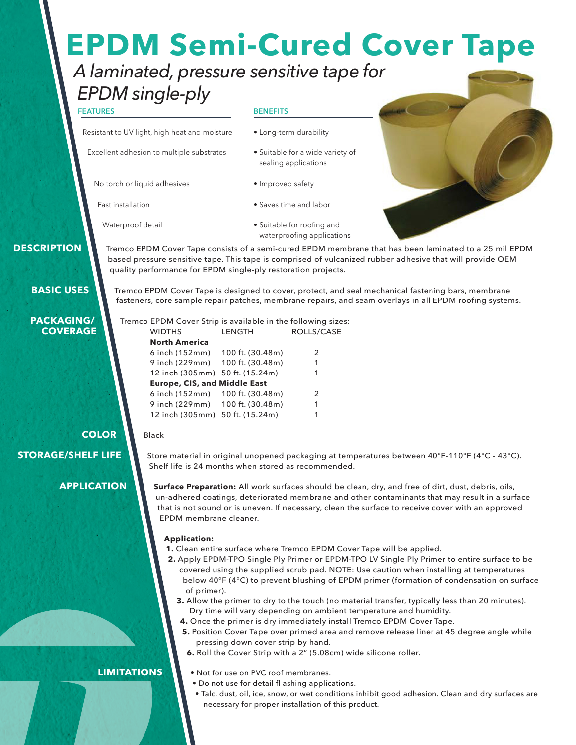# EPDM Semi-Cured Cover Tape

*A laminated, pressure sensitive tape for EPDM single-ply*

| FEATURES | BENEFITS |
| --- | --- |
| Resistant to UV light, high heat and moisture | • Long-term durability |
| Excellent adhesion to multiple substrates | • Suitable for a wide variety of sealing applications |
| No torch or liquid adhesives | • Improved safety |
| Fast installation | • Saves time and labor |
| Waterproof detail | • Suitable for roofing and waterproofing applications |

## DESCRIPTION

Tremco EPDM Cover Tape consists of a semi-cured EPDM membrane that has been laminated to a 25 mil EPDM based pressure sensitive tape. This tape is comprised of vulcanized rubber adhesive that will provide OEM quality performance for EPDM single-ply restoration projects.

## BASIC USES

Tremco EPDM Cover Tape is designed to cover, protect, and seal mechanical fastening bars, membrane fasteners, core sample repair patches, membrane repairs, and seam overlays in all EPDM roofing systems.

## PACKAGING/ COVERAGE

Tremco EPDM Cover Strip is available in the following sizes:

| WIDTHS | LENGTH | ROLLS/CASE |
| --- | --- | --- |
| **North America** | | |
| 6 inch (152mm) | 100 ft. (30.48m) | 2 |
| 9 inch (229mm) | 100 ft. (30.48m) | 1 |
| 12 inch (305mm) | 50 ft. (15.24m) | 1 |
| **Europe, CIS, and Middle East** | | |
| 6 inch (152mm) | 100 ft. (30.48m) | 2 |
| 9 inch (229mm) | 100 ft. (30.48m) | 1 |
| 12 inch (305mm) | 50 ft. (15.24m) | 1 |

## COLOR

Black

## STORAGE/SHELF LIFE

Store material in original unopened packaging at temperatures between 40°F-110°F (4°C - 43°C). Shelf life is 24 months when stored as recommended.

## APPLICATION

**Surface Preparation:** All work surfaces should be clean, dry, and free of dirt, dust, debris, oils, un-adhered coatings, deteriorated membrane and other contaminants that may result in a surface that is not sound or is uneven. If necessary, clean the surface to receive cover with an approved EPDM membrane cleaner.

**Application:**

1. Clean entire surface where Tremco EPDM Cover Tape will be applied.
2. Apply EPDM-TPO Single Ply Primer or EPDM-TPO LV Single Ply Primer to entire surface to be covered using the supplied scrub pad. NOTE: Use caution when installing at temperatures below 40°F (4°C) to prevent blushing of EPDM primer (formation of condensation on surface of primer).
3. Allow the primer to dry to the touch (no material transfer, typically less than 20 minutes). Dry time will vary depending on ambient temperature and humidity.
4. Once the primer is dry immediately install Tremco EPDM Cover Tape.
5. Position Cover Tape over primed area and remove release liner at 45 degree angle while pressing down cover strip by hand.
6. Roll the Cover Strip with a 2" (5.08cm) wide silicone roller.

## LIMITATIONS

- Not for use on PVC roof membranes.
- Do not use for detail fl ashing applications.
- Talc, dust, oil, ice, snow, or wet conditions inhibit good adhesion. Clean and dry surfaces are necessary for proper installation of this product.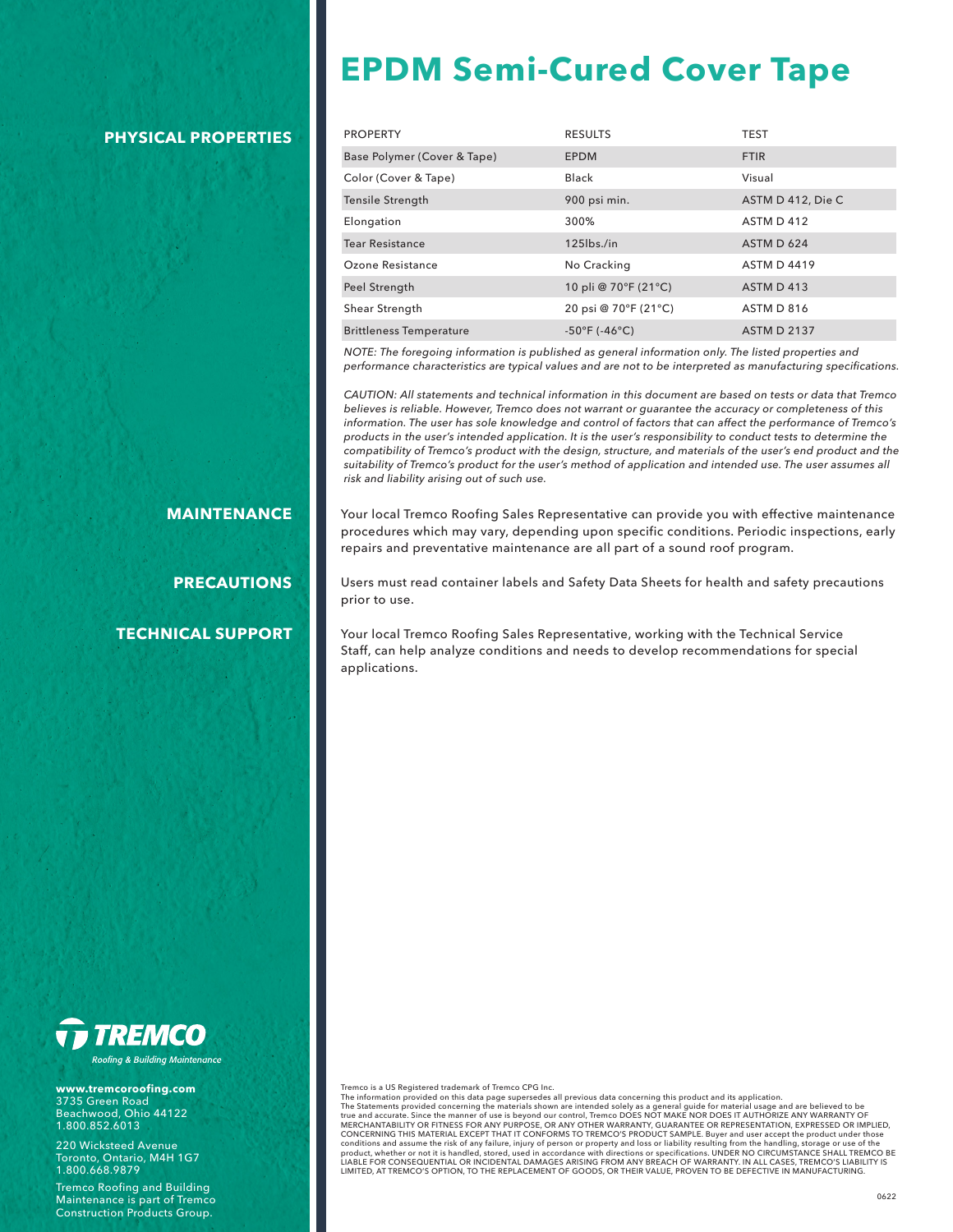# EPDM Semi-Cured Cover Tape

## PHYSICAL PROPERTIES

| PROPERTY | RESULTS | TEST |
|---|---|---|
| Base Polymer (Cover & Tape) | EPDM | FTIR |
| Color (Cover & Tape) | Black | Visual |
| Tensile Strength | 900 psi min. | ASTM D 412, Die C |
| Elongation | 300% | ASTM D 412 |
| Tear Resistance | 125lbs./in | ASTM D 624 |
| Ozone Resistance | No Cracking | ASTM D 4419 |
| Peel Strength | 10 pli @ 70°F (21°C) | ASTM D 413 |
| Shear Strength | 20 psi @ 70°F (21°C) | ASTM D 816 |
| Brittleness Temperature | -50°F (-46°C) | ASTM D 2137 |

*NOTE: The foregoing information is published as general information only. The listed properties and performance characteristics are typical values and are not to be interpreted as manufacturing specifications.*

*CAUTION: All statements and technical information in this document are based on tests or data that Tremco believes is reliable. However, Tremco does not warrant or guarantee the accuracy or completeness of this information. The user has sole knowledge and control of factors that can affect the performance of Tremco's products in the user's intended application. It is the user's responsibility to conduct tests to determine the compatibility of Tremco's product with the design, structure, and materials of the user's end product and the suitability of Tremco's product for the user's method of application and intended use. The user assumes all risk and liability arising out of such use.*

## MAINTENANCE

Your local Tremco Roofing Sales Representative can provide you with effective maintenance procedures which may vary, depending upon specific conditions. Periodic inspections, early repairs and preventative maintenance are all part of a sound roof program.

## PRECAUTIONS

Users must read container labels and Safety Data Sheets for health and safety precautions prior to use.

## TECHNICAL SUPPORT

Your local Tremco Roofing Sales Representative, working with the Technical Service Staff, can help analyze conditions and needs to develop recommendations for special applications.

TREMCO
Roofing & Building Maintenance

**www.tremcoroofing.com**
3735 Green Road
Beachwood, Ohio 44122
1.800.852.6013

220 Wicksteed Avenue
Toronto, Ontario, M4H 1G7
1.800.668.9879

Tremco Roofing and Building Maintenance is part of Tremco Construction Products Group.

Tremco is a US Registered trademark of Tremco CPG Inc.
The information provided on this data page supersedes all previous data concerning this product and its application.
The Statements provided concerning the materials shown are intended solely as a general guide for material usage and are believed to be true and accurate. Since the manner of use is beyond our control, Tremco DOES NOT MAKE NOR DOES IT AUTHORIZE ANY WARRANTY OF MERCHANTABILITY OR FITNESS FOR ANY PURPOSE, OR ANY OTHER WARRANTY, GUARANTEE OR REPRESENTATION, EXPRESSED OR IMPLIED, CONCERNING THIS MATERIAL EXCEPT THAT IT CONFORMS TO TREMCO'S PRODUCT SAMPLE. Buyer and user accept the product under those conditions and assume the risk of any failure, injury of person or property and loss or liability resulting from the handling, storage or use of the product, whether or not it is handled, stored, used in accordance with directions or specifications. UNDER NO CIRCUMSTANCE SHALL TREMCO BE LIABLE FOR CONSEQUENTIAL OR INCIDENTAL DAMAGES ARISING FROM ANY BREACH OF WARRANTY. IN ALL CASES, TREMCO'S LIABILITY IS LIMITED, AT TREMCO'S OPTION, TO THE REPLACEMENT OF GOODS, OR THEIR VALUE, PROVEN TO BE DEFECTIVE IN MANUFACTURING.

0622